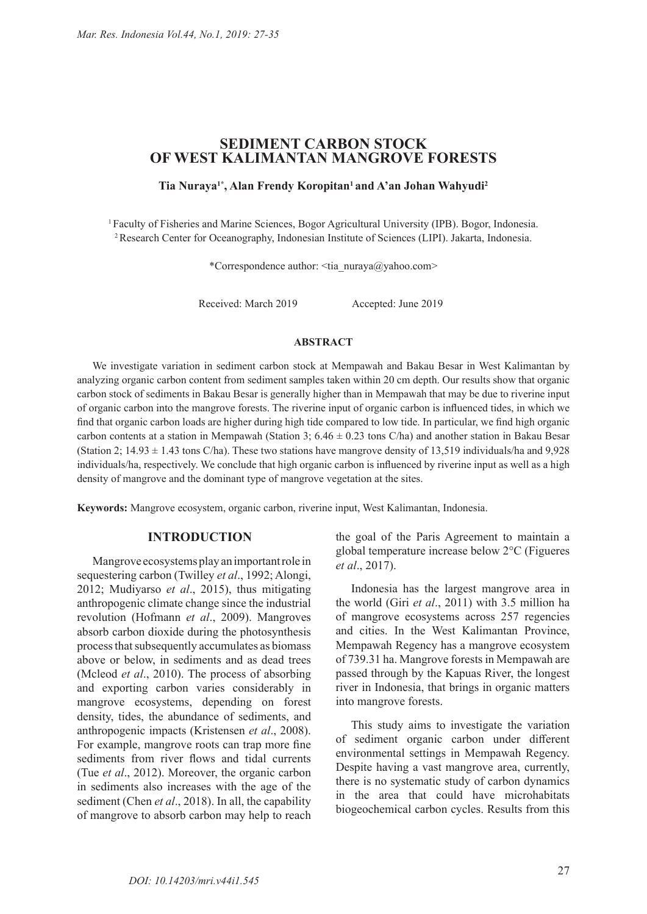# SEDIMENT CARBON STOCK OF WEST KALIMANTAN MANGROVE FORESTS

**Tia Nuraya[1*], Alan Frendy Koropitan[1] and A'an Johan Wahyudi[2]**

[1] Faculty of Fisheries and Marine Sciences, Bogor Agricultural University (IPB). Bogor, Indonesia.
[2] Research Center for Oceanography, Indonesian Institute of Sciences (LIPI). Jakarta, Indonesia.

*Correspondence author: <tia_nuraya@yahoo.com>

Received: March 2019 Accepted: June 2019

## ABSTRACT

We investigate variation in sediment carbon stock at Mempawah and Bakau Besar in West Kalimantan by analyzing organic carbon content from sediment samples taken within 20 cm depth. Our results show that organic carbon stock of sediments in Bakau Besar is generally higher than in Mempawah that may be due to riverine input of organic carbon into the mangrove forests. The riverine input of organic carbon is influenced tides, in which we find that organic carbon loads are higher during high tide compared to low tide. In particular, we find high organic carbon contents at a station in Mempawah (Station 3; 6.46 ± 0.23 tons C/ha) and another station in Bakau Besar (Station 2; 14.93 ± 1.43 tons C/ha). These two stations have mangrove density of 13,519 individuals/ha and 9,928 individuals/ha, respectively. We conclude that high organic carbon is influenced by riverine input as well as a high density of mangrove and the dominant type of mangrove vegetation at the sites.

**Keywords:** Mangrove ecosystem, organic carbon, riverine input, West Kalimantan, Indonesia.

## INTRODUCTION

Mangrove ecosystems play an important role in sequestering carbon (Twilley *et al*., 1992; Alongi, 2012; Mudiyarso *et al*., 2015), thus mitigating anthropogenic climate change since the industrial revolution (Hofmann *et al*., 2009). Mangroves absorb carbon dioxide during the photosynthesis process that subsequently accumulates as biomass above or below, in sediments and as dead trees (Mcleod *et al*., 2010). The process of absorbing and exporting carbon varies considerably in mangrove ecosystems, depending on forest density, tides, the abundance of sediments, and anthropogenic impacts (Kristensen *et al*., 2008). For example, mangrove roots can trap more fine sediments from river flows and tidal currents (Tue *et al*., 2012). Moreover, the organic carbon in sediments also increases with the age of the sediment (Chen *et al*., 2018). In all, the capability of mangrove to absorb carbon may help to reach the goal of the Paris Agreement to maintain a global temperature increase below 2°C (Figueres *et al*., 2017).

Indonesia has the largest mangrove area in the world (Giri *et al*., 2011) with 3.5 million ha of mangrove ecosystems across 257 regencies and cities. In the West Kalimantan Province, Mempawah Regency has a mangrove ecosystem of 739.31 ha. Mangrove forests in Mempawah are passed through by the Kapuas River, the longest river in Indonesia, that brings in organic matters into mangrove forests.

This study aims to investigate the variation of sediment organic carbon under different environmental settings in Mempawah Regency. Despite having a vast mangrove area, currently, there is no systematic study of carbon dynamics in the area that could have microhabitats biogeochemical carbon cycles. Results from this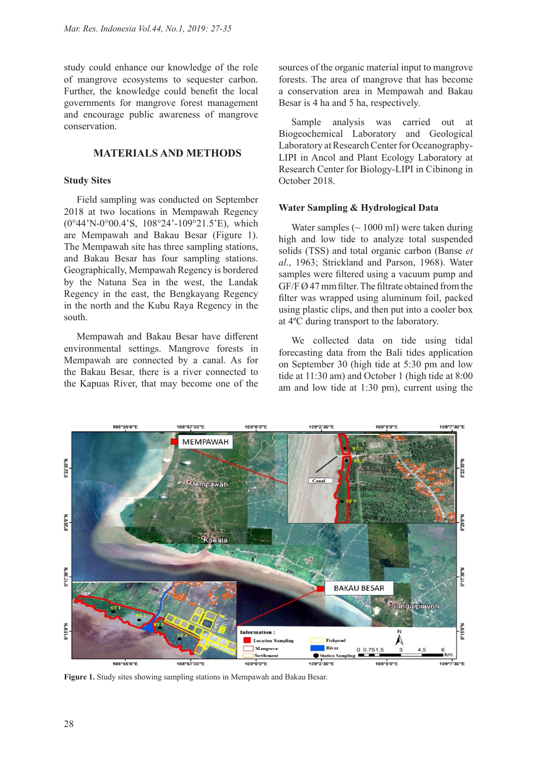study could enhance our knowledge of the role of mangrove ecosystems to sequester carbon. Further, the knowledge could benefit the local governments for mangrove forest management and encourage public awareness of mangrove conservation.

## MATERIALS AND METHODS

### Study Sites

Field sampling was conducted on September 2018 at two locations in Mempawah Regency (0°44'N-0°00.4'S, 108°24'-109°21.5'E), which are Mempawah and Bakau Besar (Figure 1). The Mempawah site has three sampling stations, and Bakau Besar has four sampling stations. Geographically, Mempawah Regency is bordered by the Natuna Sea in the west, the Landak Regency in the east, the Bengkayang Regency in the north and the Kubu Raya Regency in the south.

Mempawah and Bakau Besar have different environmental settings. Mangrove forests in Mempawah are connected by a canal. As for the Bakau Besar, there is a river connected to the Kapuas River, that may become one of the sources of the organic material input to mangrove forests. The area of mangrove that has become a conservation area in Mempawah and Bakau Besar is 4 ha and 5 ha, respectively.

Sample analysis was carried out at Biogeochemical Laboratory and Geological Laboratory at Research Center for Oceanography-LIPI in Ancol and Plant Ecology Laboratory at Research Center for Biology-LIPI in Cibinong in October 2018.

### Water Sampling & Hydrological Data

Water samples (~ 1000 ml) were taken during high and low tide to analyze total suspended solids (TSS) and total organic carbon (Banse *et al.*, 1963; Strickland and Parson, 1968). Water samples were filtered using a vacuum pump and GF/F Ø 47 mm filter. The filtrate obtained from the filter was wrapped using aluminum foil, packed using plastic clips, and then put into a cooler box at 4ºC during transport to the laboratory.

We collected data on tide using tidal forecasting data from the Bali tides application on September 30 (high tide at 5:30 pm and low tide at 11:30 am) and October 1 (high tide at 8:00 am and low tide at 1:30 pm), current using the

108°55'0"E 108°57'30"E 109°0'0"E 109°2'30"E 109°5'0"E 109°7'30"E
0°22'30"N 0°20'0"N 0°17'30"N 0°15'0"N
MEMPAWAH
Mempawah
Koeala
BAKAU BESAR
Sungaipinyuh
ST 1 ST 2 ST 3 ST 4
Canal
Information :
Location Sampling
Mangrove
Settlement
Fishpond
River
Station Sampling
N
0 0,75 1,5 3 4,5 6 km

**Figure 1.** Study sites showing sampling stations in Mempawah and Bakau Besar.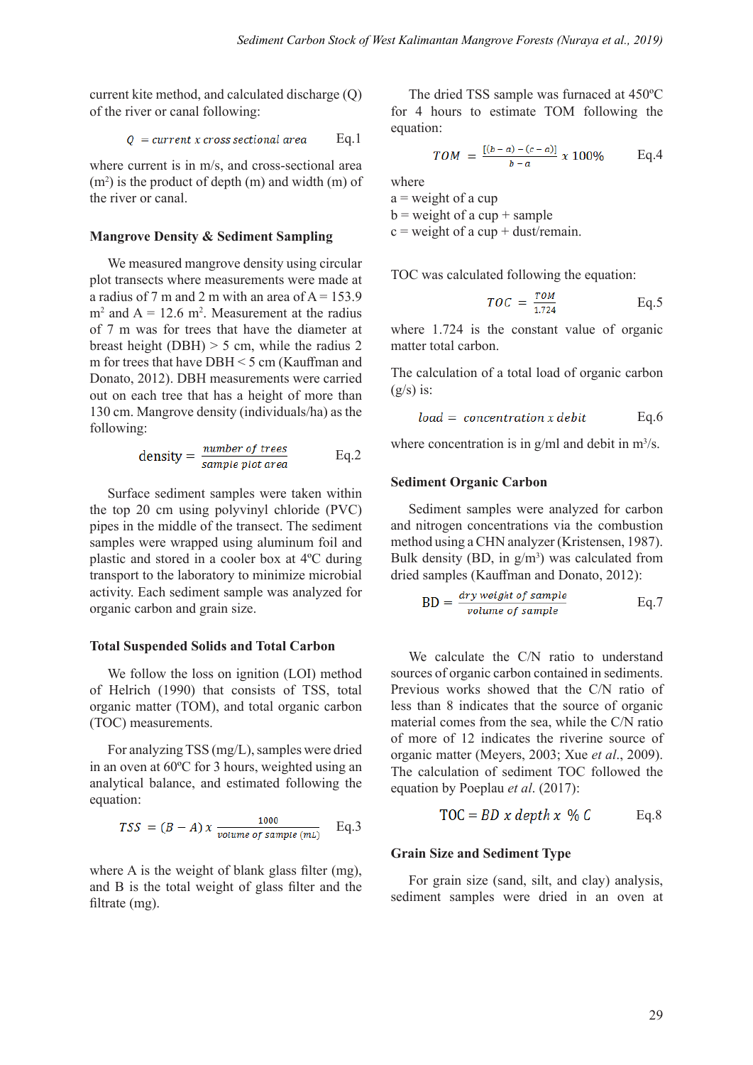current kite method, and calculated discharge (Q) of the river or canal following:

$$Q = current \ x \ cross \ sectional \ area \qquad \text{Eq.1}$$

where current is in m/s, and cross-sectional area ($m^2$) is the product of depth (m) and width (m) of the river or canal.

### Mangrove Density & Sediment Sampling

We measured mangrove density using circular plot transects where measurements were made at a radius of 7 m and 2 m with an area of A = 153.9 $m^2$ and A = 12.6 $m^2$. Measurement at the radius of 7 m was for trees that have the diameter at breast height (DBH) > 5 cm, while the radius 2 m for trees that have DBH < 5 cm (Kauffman and Donato, 2012). DBH measurements were carried out on each tree that has a height of more than 130 cm. Mangrove density (individuals/ha) as the following:

$$\text{density} = \frac{number \ of \ trees}{sample \ plot \ area} \qquad \text{Eq.2}$$

Surface sediment samples were taken within the top 20 cm using polyvinyl chloride (PVC) pipes in the middle of the transect. The sediment samples were wrapped using aluminum foil and plastic and stored in a cooler box at 4ºC during transport to the laboratory to minimize microbial activity. Each sediment sample was analyzed for organic carbon and grain size.

### Total Suspended Solids and Total Carbon

We follow the loss on ignition (LOI) method of Helrich (1990) that consists of TSS, total organic matter (TOM), and total organic carbon (TOC) measurements.

For analyzing TSS (mg/L), samples were dried in an oven at 60ºC for 3 hours, weighted using an analytical balance, and estimated following the equation:

$$TSS = (B - A) \ x \ \frac{1000}{volume \ of \ sample \ (mL)} \qquad \text{Eq.3}$$

where A is the weight of blank glass filter (mg), and B is the total weight of glass filter and the filtrate (mg).

The dried TSS sample was furnaced at 450ºC for 4 hours to estimate TOM following the equation:

$$TOM = \frac{[(b - a) - (c - a)]}{b - a} \ x \ 100\% \qquad \text{Eq.4}$$

where
a = weight of a cup
b = weight of a cup + sample
c = weight of a cup + dust/remain.

TOC was calculated following the equation:

$$TOC = \frac{TOM}{1.724} \qquad \text{Eq.5}$$

where 1.724 is the constant value of organic matter total carbon.

The calculation of a total load of organic carbon (g/s) is:

$$load = concentration \ x \ debit \qquad \text{Eq.6}$$

where concentration is in g/ml and debit in $m^3/s$.

### Sediment Organic Carbon

Sediment samples were analyzed for carbon and nitrogen concentrations via the combustion method using a CHN analyzer (Kristensen, 1987). Bulk density (BD, in $g/m^3$) was calculated from dried samples (Kauffman and Donato, 2012):

$$\text{BD} = \frac{dry \ weight \ of \ sample}{volume \ of \ sample} \qquad \text{Eq.7}$$

We calculate the C/N ratio to understand sources of organic carbon contained in sediments. Previous works showed that the C/N ratio of less than 8 indicates that the source of organic material comes from the sea, while the C/N ratio of more of 12 indicates the riverine source of organic matter (Meyers, 2003; Xue *et al*., 2009). The calculation of sediment TOC followed the equation by Poeplau *et al*. (2017):

$$\text{TOC} = BD \ x \ depth \ x \ \% \ C \qquad \text{Eq.8}$$

### Grain Size and Sediment Type

For grain size (sand, silt, and clay) analysis, sediment samples were dried in an oven at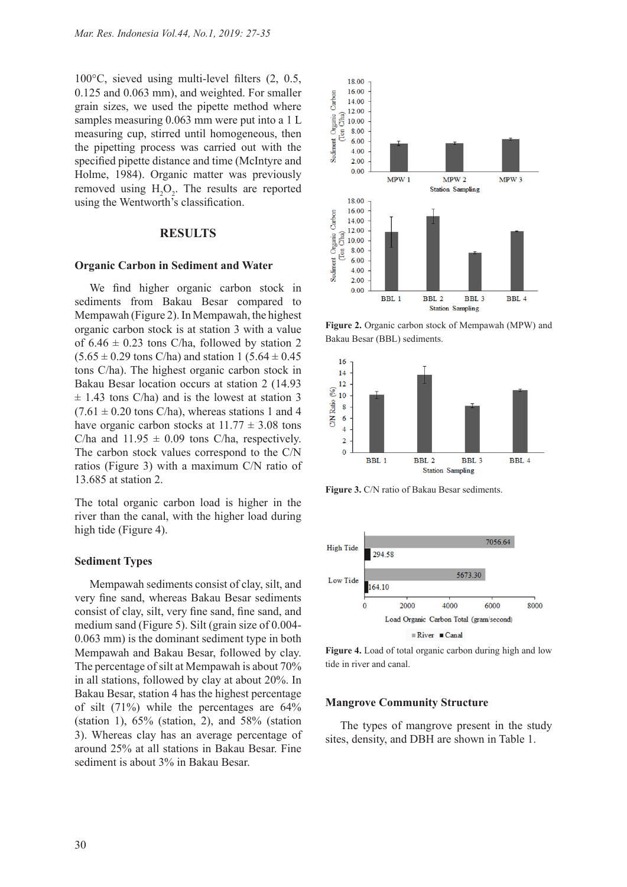100°C, sieved using multi-level filters (2, 0.5, 0.125 and 0.063 mm), and weighted. For smaller grain sizes, we used the pipette method where samples measuring 0.063 mm were put into a 1 L measuring cup, stirred until homogeneous, then the pipetting process was carried out with the specified pipette distance and time (McIntyre and Holme, 1984). Organic matter was previously removed using $H_2O_2$. The results are reported using the Wentworth's classification.

## RESULTS

### Organic Carbon in Sediment and Water

We find higher organic carbon stock in sediments from Bakau Besar compared to Mempawah (Figure 2). In Mempawah, the highest organic carbon stock is at station 3 with a value of 6.46 ± 0.23 tons C/ha, followed by station 2 (5.65 ± 0.29 tons C/ha) and station 1 (5.64 ± 0.45 tons C/ha). The highest organic carbon stock in Bakau Besar location occurs at station 2 (14.93 ± 1.43 tons C/ha) and is the lowest at station 3 (7.61 ± 0.20 tons C/ha), whereas stations 1 and 4 have organic carbon stocks at 11.77 ± 3.08 tons C/ha and 11.95 ± 0.09 tons C/ha, respectively. The carbon stock values correspond to the C/N ratios (Figure 3) with a maximum C/N ratio of 13.685 at station 2.

The total organic carbon load is higher in the river than the canal, with the higher load during high tide (Figure 4).

Sediment Organic Carbon (Ton C/ha)
18.00
16.00
14.00
12.00
10.00
8.00
6.00
4.00
2.00
0.00
MPW 1
MPW 2
MPW 3
Station Sampling

Sediment Organic Carbon (Ton C/ha)
18.00
16.00
14.00
12.00
10.00
8.00
6.00
4.00
2.00
0.00
BBL 1
BBL 2
BBL 3
BBL 4
Station Sampling

**Figure 2.** Organic carbon stock of Mempawah (MPW) and Bakau Besar (BBL) sediments.

C/N Ratio (%)
16
14
12
10
8
6
4
2
0
BBL 1
BBL 2
BBL 3
BBL 4
Station Sampling

**Figure 3.** C/N ratio of Bakau Besar sediments.

High Tide
7056.64
294.58
Low Tide
5673.30
164.10
0
2000
4000
6000
8000
Load Organic Carbon Total (gram/second)
River
Canal

**Figure 4.** Load of total organic carbon during high and low tide in river and canal.

### Sediment Types

Mempawah sediments consist of clay, silt, and very fine sand, whereas Bakau Besar sediments consist of clay, silt, very fine sand, fine sand, and medium sand (Figure 5). Silt (grain size of 0.004-0.063 mm) is the dominant sediment type in both Mempawah and Bakau Besar, followed by clay. The percentage of silt at Mempawah is about 70% in all stations, followed by clay at about 20%. In Bakau Besar, station 4 has the highest percentage of silt (71%) while the percentages are 64% (station 1), 65% (station, 2), and 58% (station 3). Whereas clay has an average percentage of around 25% at all stations in Bakau Besar. Fine sediment is about 3% in Bakau Besar.

### Mangrove Community Structure

The types of mangrove present in the study sites, density, and DBH are shown in Table 1.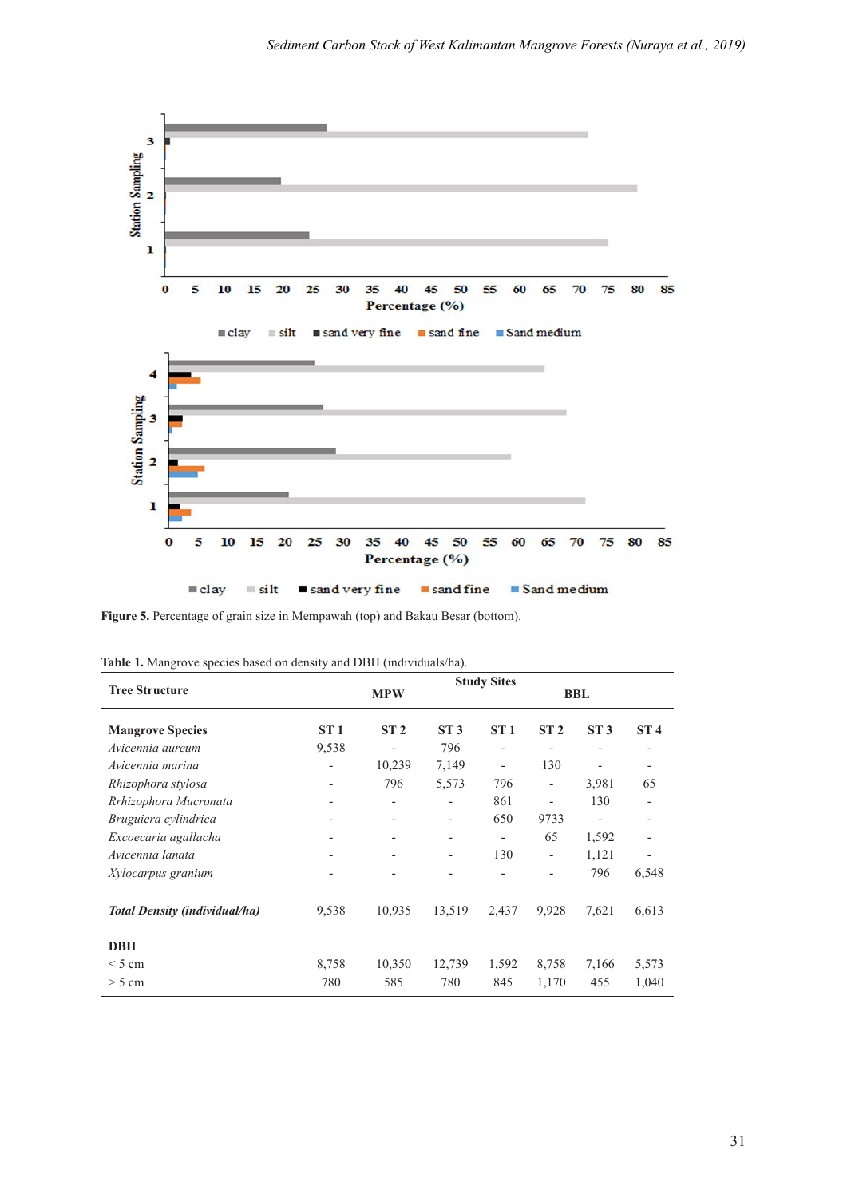Station Sampling

3

2

1

0 5 10 15 20 25 30 35 40 45 50 55 60 65 70 75 80 85

Percentage (%)

clay silt sand very fine sand fine Sand medium

Station Sampling

4

3

2

1

0 5 10 15 20 25 30 35 40 45 50 55 60 65 70 75 80 85

Percentage (%)

clay silt sand very fine sand fine Sand medium

**Figure 5.** Percentage of grain size in Mempawah (top) and Bakau Besar (bottom).

**Table 1.** Mangrove species based on density and DBH (individuals/ha).

| **Tree Structure** | **Study Sites** | | | | | | |
|---|---|---|---|---|---|---|---|
| | **MPW** | | | **BBL** | | | |
| **Mangrove Species** | **ST 1** | **ST 2** | **ST 3** | **ST 1** | **ST 2** | **ST 3** | **ST 4** |
| *Avicennia aureum* | 9,538 | - | 796 | - | - | - | - |
| *Avicennia marina* | - | 10,239 | 7,149 | - | 130 | - | - |
| *Rhizophora stylosa* | - | 796 | 5,573 | 796 | - | 3,981 | 65 |
| *Rrhizophora Mucronata* | - | - | - | 861 | - | 130 | - |
| *Bruguiera cylindrica* | - | - | - | 650 | 9733 | - | - |
| *Excoecaria agallacha* | - | - | - | - | 65 | 1,592 | - |
| *Avicennia lanata* | - | - | - | 130 | - | 1,121 | - |
| *Xylocarpus granium* | - | - | - | - | - | 796 | 6,548 |
| ***Total Density (individual/ha)*** | 9,538 | 10,935 | 13,519 | 2,437 | 9,928 | 7,621 | 6,613 |
| **DBH** | | | | | | | |
| < 5 cm | 8,758 | 10,350 | 12,739 | 1,592 | 8,758 | 7,166 | 5,573 |
| > 5 cm | 780 | 585 | 780 | 845 | 1,170 | 455 | 1,040 |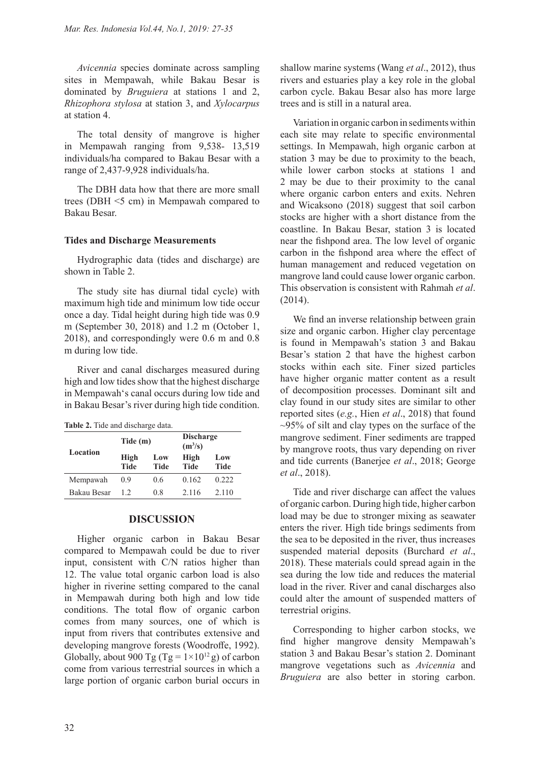*Avicennia* species dominate across sampling sites in Mempawah, while Bakau Besar is dominated by *Bruguiera* at stations 1 and 2, *Rhizophora stylosa* at station 3, and *Xylocarpus* at station 4.

The total density of mangrove is higher in Mempawah ranging from 9,538- 13,519 individuals/ha compared to Bakau Besar with a range of 2,437-9,928 individuals/ha.

The DBH data how that there are more small trees (DBH <5 cm) in Mempawah compared to Bakau Besar.

**Tides and Discharge Measurements**

Hydrographic data (tides and discharge) are shown in Table 2.

The study site has diurnal tidal cycle) with maximum high tide and minimum low tide occur once a day. Tidal height during high tide was 0.9 m (September 30, 2018) and 1.2 m (October 1, 2018), and correspondingly were 0.6 m and 0.8 m during low tide.

River and canal discharges measured during high and low tides show that the highest discharge in Mempawah's canal occurs during low tide and in Bakau Besar's river during high tide condition.

**Table 2.** Tide and discharge data.

| Location | Tide (m) | | Discharge ($m^3$/s) | |
|---|---|---|---|---|
| | High Tide | Low Tide | High Tide | Low Tide |
| Mempawah | 0.9 | 0.6 | 0.162 | 0.222 |
| Bakau Besar | 1.2 | 0.8 | 2.116 | 2.110 |

## DISCUSSION

Higher organic carbon in Bakau Besar compared to Mempawah could be due to river input, consistent with C/N ratios higher than 12. The value total organic carbon load is also higher in riverine setting compared to the canal in Mempawah during both high and low tide conditions. The total flow of organic carbon comes from many sources, one of which is input from rivers that contributes extensive and developing mangrove forests (Woodroffe, 1992). Globally, about 900 Tg (Tg = $1\times10^{12}$ g) of carbon come from various terrestrial sources in which a large portion of organic carbon burial occurs in shallow marine systems (Wang *et al*., 2012), thus rivers and estuaries play a key role in the global carbon cycle. Bakau Besar also has more large trees and is still in a natural area.

Variation in organic carbon in sediments within each site may relate to specific environmental settings. In Mempawah, high organic carbon at station 3 may be due to proximity to the beach, while lower carbon stocks at stations 1 and 2 may be due to their proximity to the canal where organic carbon enters and exits. Nehren and Wicaksono (2018) suggest that soil carbon stocks are higher with a short distance from the coastline. In Bakau Besar, station 3 is located near the fishpond area. The low level of organic carbon in the fishpond area where the effect of human management and reduced vegetation on mangrove land could cause lower organic carbon. This observation is consistent with Rahmah *et al*. (2014).

We find an inverse relationship between grain size and organic carbon. Higher clay percentage is found in Mempawah's station 3 and Bakau Besar's station 2 that have the highest carbon stocks within each site. Finer sized particles have higher organic matter content as a result of decomposition processes. Dominant silt and clay found in our study sites are similar to other reported sites (*e.g.*, Hien *et al*., 2018) that found ~95% of silt and clay types on the surface of the mangrove sediment. Finer sediments are trapped by mangrove roots, thus vary depending on river and tide currents (Banerjee *et al*., 2018; George *et al*., 2018).

Tide and river discharge can affect the values of organic carbon. During high tide, higher carbon load may be due to stronger mixing as seawater enters the river. High tide brings sediments from the sea to be deposited in the river, thus increases suspended material deposits (Burchard *et al*., 2018). These materials could spread again in the sea during the low tide and reduces the material load in the river. River and canal discharges also could alter the amount of suspended matters of terrestrial origins.

Corresponding to higher carbon stocks, we find higher mangrove density Mempawah's station 3 and Bakau Besar's station 2. Dominant mangrove vegetations such as *Avicennia* and *Bruguiera* are also better in storing carbon.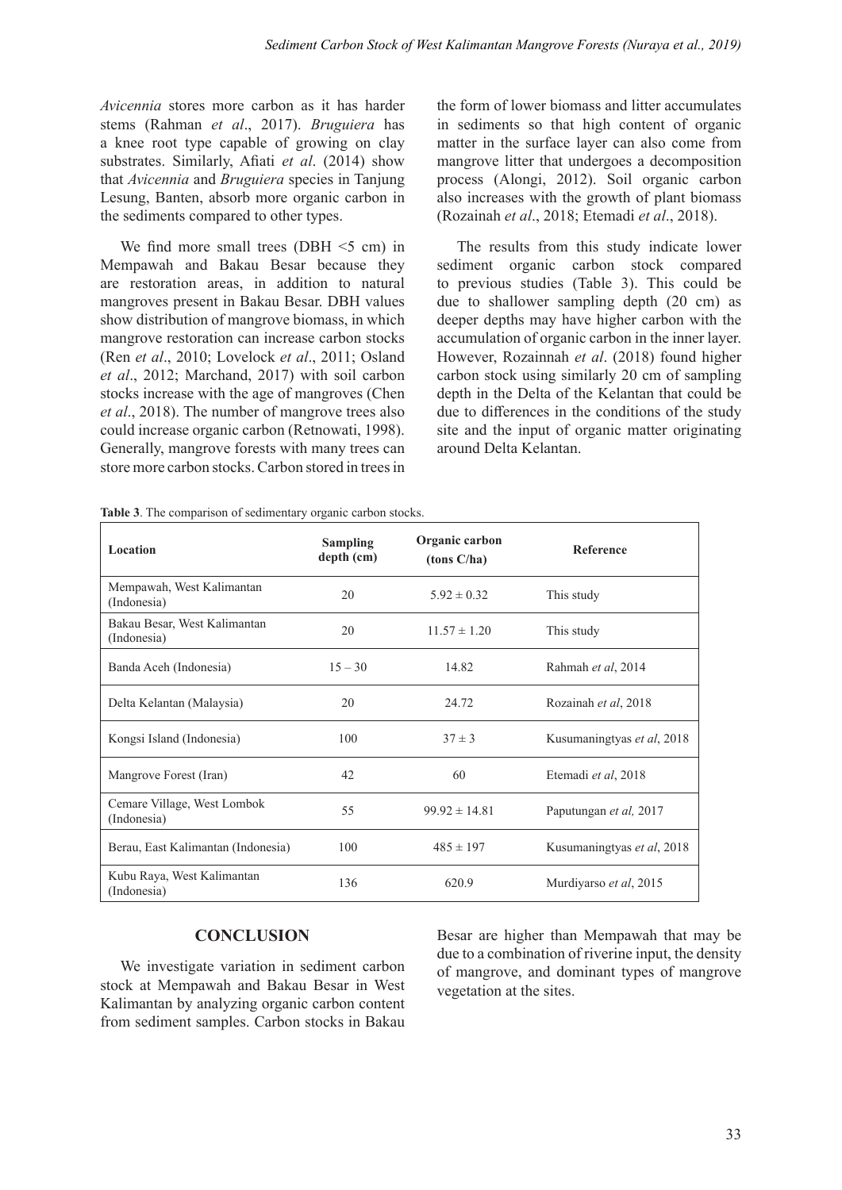*Avicennia* stores more carbon as it has harder stems (Rahman *et al*., 2017). *Bruguiera* has a knee root type capable of growing on clay substrates. Similarly, Afiati *et al*. (2014) show that *Avicennia* and *Bruguiera* species in Tanjung Lesung, Banten, absorb more organic carbon in the sediments compared to other types.

We find more small trees (DBH <5 cm) in Mempawah and Bakau Besar because they are restoration areas, in addition to natural mangroves present in Bakau Besar. DBH values show distribution of mangrove biomass, in which mangrove restoration can increase carbon stocks (Ren *et al*., 2010; Lovelock *et al*., 2011; Osland *et al*., 2012; Marchand, 2017) with soil carbon stocks increase with the age of mangroves (Chen *et al*., 2018). The number of mangrove trees also could increase organic carbon (Retnowati, 1998). Generally, mangrove forests with many trees can store more carbon stocks. Carbon stored in trees in the form of lower biomass and litter accumulates in sediments so that high content of organic matter in the surface layer can also come from mangrove litter that undergoes a decomposition process (Alongi, 2012). Soil organic carbon also increases with the growth of plant biomass (Rozainah *et al*., 2018; Etemadi *et al*., 2018).

The results from this study indicate lower sediment organic carbon stock compared to previous studies (Table 3). This could be due to shallower sampling depth (20 cm) as deeper depths may have higher carbon with the accumulation of organic carbon in the inner layer. However, Rozainnah *et al*. (2018) found higher carbon stock using similarly 20 cm of sampling depth in the Delta of the Kelantan that could be due to differences in the conditions of the study site and the input of organic matter originating around Delta Kelantan.

**Table 3**. The comparison of sedimentary organic carbon stocks.

| Location | Sampling depth (cm) | Organic carbon (tons C/ha) | Reference |
|---|---|---|---|
| Mempawah, West Kalimantan (Indonesia) | 20 | 5.92 ± 0.32 | This study |
| Bakau Besar, West Kalimantan (Indonesia) | 20 | 11.57 ± 1.20 | This study |
| Banda Aceh (Indonesia) | 15 – 30 | 14.82 | Rahmah *et al*, 2014 |
| Delta Kelantan (Malaysia) | 20 | 24.72 | Rozainah *et al*, 2018 |
| Kongsi Island (Indonesia) | 100 | 37 ± 3 | Kusumaningtyas *et al*, 2018 |
| Mangrove Forest (Iran) | 42 | 60 | Etemadi *et al*, 2018 |
| Cemare Village, West Lombok (Indonesia) | 55 | 99.92 ± 14.81 | Paputungan *et al,* 2017 |
| Berau, East Kalimantan (Indonesia) | 100 | 485 ± 197 | Kusumaningtyas *et al*, 2018 |
| Kubu Raya, West Kalimantan (Indonesia) | 136 | 620.9 | Murdiyarso *et al*, 2015 |

## CONCLUSION

We investigate variation in sediment carbon stock at Mempawah and Bakau Besar in West Kalimantan by analyzing organic carbon content from sediment samples. Carbon stocks in Bakau Besar are higher than Mempawah that may be due to a combination of riverine input, the density of mangrove, and dominant types of mangrove vegetation at the sites.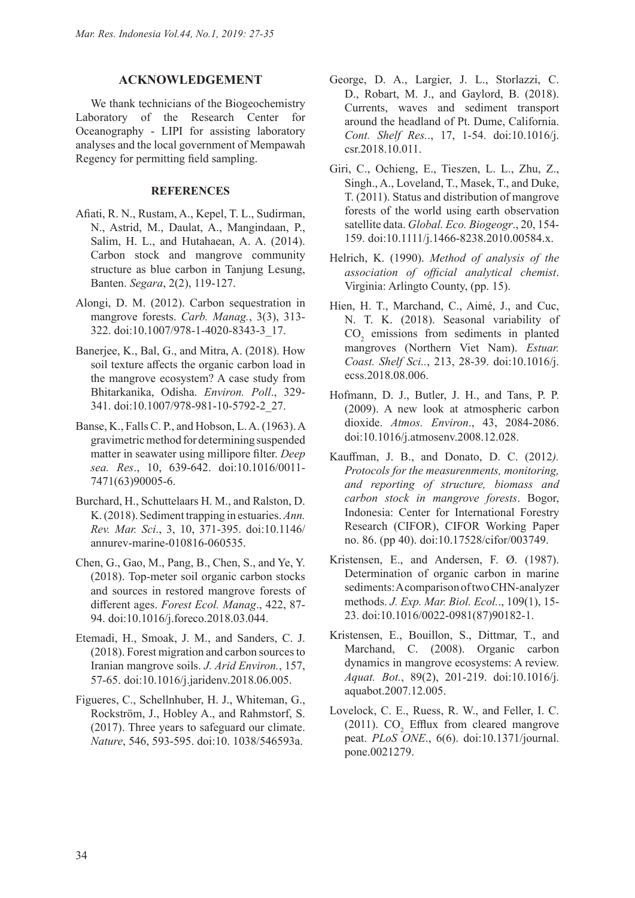## ACKNOWLEDGEMENT

We thank technicians of the Biogeochemistry Laboratory of the Research Center for Oceanography - LIPI for assisting laboratory analyses and the local government of Mempawah Regency for permitting field sampling.

## REFERENCES

Afiati, R. N., Rustam, A., Kepel, T. L., Sudirman, N., Astrid, M., Daulat, A., Mangindaan, P., Salim, H. L., and Hutahaean, A. A. (2014). Carbon stock and mangrove community structure as blue carbon in Tanjung Lesung, Banten. *Segara*, 2(2), 119-127.

Alongi, D. M. (2012). Carbon sequestration in mangrove forests. *Carb. Manag.*, 3(3), 313-322. doi:10.1007/978-1-4020-8343-3_17.

Banerjee, K., Bal, G., and Mitra, A. (2018). How soil texture affects the organic carbon load in the mangrove ecosystem? A case study from Bhitarkanika, Odisha. *Environ. Poll*., 329-341. doi:10.1007/978-981-10-5792-2_27.

Banse, K., Falls C. P., and Hobson, L. A. (1963). A gravimetric method for determining suspended matter in seawater using millipore filter. *Deep sea. Res*., 10, 639-642. doi:10.1016/0011-7471(63)90005-6.

Burchard, H., Schuttelaars H. M., and Ralston, D. K. (2018). Sediment trapping in estuaries. *Ann. Rev. Mar. Sci*., 3, 10, 371-395. doi:10.1146/annurev-marine-010816-060535.

Chen, G., Gao, M., Pang, B., Chen, S., and Ye, Y. (2018). Top-meter soil organic carbon stocks and sources in restored mangrove forests of different ages. *Forest Ecol. Manag*., 422, 87-94. doi:10.1016/j.foreco.2018.03.044.

Etemadi, H., Smoak, J. M., and Sanders, C. J. (2018). Forest migration and carbon sources to Iranian mangrove soils. *J. Arid Environ.*, 157, 57-65. doi:10.1016/j.jaridenv.2018.06.005.

Figueres, C., Schellnhuber, H. J., Whiteman, G., Rockström, J., Hobley A., and Rahmstorf, S. (2017). Three years to safeguard our climate. *Nature*, 546, 593-595. doi:10. 1038/546593a.

George, D. A., Largier, J. L., Storlazzi, C. D., Robart, M. J., and Gaylord, B. (2018). Currents, waves and sediment transport around the headland of Pt. Dume, California. *Cont. Shelf Res.*., 17, 1-54. doi:10.1016/j.csr.2018.10.011.

Giri, C., Ochieng, E., Tieszen, L. L., Zhu, Z., Singh., A., Loveland, T., Masek, T., and Duke, T. (2011). Status and distribution of mangrove forests of the world using earth observation satellite data. *Global. Eco. Biogeogr*., 20, 154-159. doi:10.1111/j.1466-8238.2010.00584.x.

Helrich, K. (1990). *Method of analysis of the association of official analytical chemist*. Virginia: Arlingto County, (pp. 15).

Hien, H. T., Marchand, C., Aimé, J., and Cuc, N. T. K. (2018). Seasonal variability of $CO_2$ emissions from sediments in planted mangroves (Northern Viet Nam). *Estuar. Coast. Shelf Sci.*., 213, 28-39. doi:10.1016/j.ecss.2018.08.006.

Hofmann, D. J., Butler, J. H., and Tans, P. P. (2009). A new look at atmospheric carbon dioxide. *Atmos. Environ*., 43, 2084-2086. doi:10.1016/j.atmosenv.2008.12.028.

Kauffman, J. B., and Donato, D. C. (2012*). Protocols for the measurenments, monitoring, and reporting of structure, biomass and carbon stock in mangrove forests*. Bogor, Indonesia: Center for International Forestry Research (CIFOR), CIFOR Working Paper no. 86. (pp 40). doi:10.17528/cifor/003749.

Kristensen, E., and Andersen, F. Ø. (1987). Determination of organic carbon in marine sediments: A comparison of two CHN-analyzer methods. *J. Exp. Mar. Biol. Ecol.*., 109(1), 15-23. doi:10.1016/0022-0981(87)90182-1.

Kristensen, E., Bouillon, S., Dittmar, T., and Marchand, C. (2008). Organic carbon dynamics in mangrove ecosystems: A review. *Aquat. Bot.*, 89(2), 201-219. doi:10.1016/j.aquabot.2007.12.005.

Lovelock, C. E., Ruess, R. W., and Feller, I. C. (2011). $CO_2$ Efflux from cleared mangrove peat. *PLoS ONE*., 6(6). doi:10.1371/journal.pone.0021279.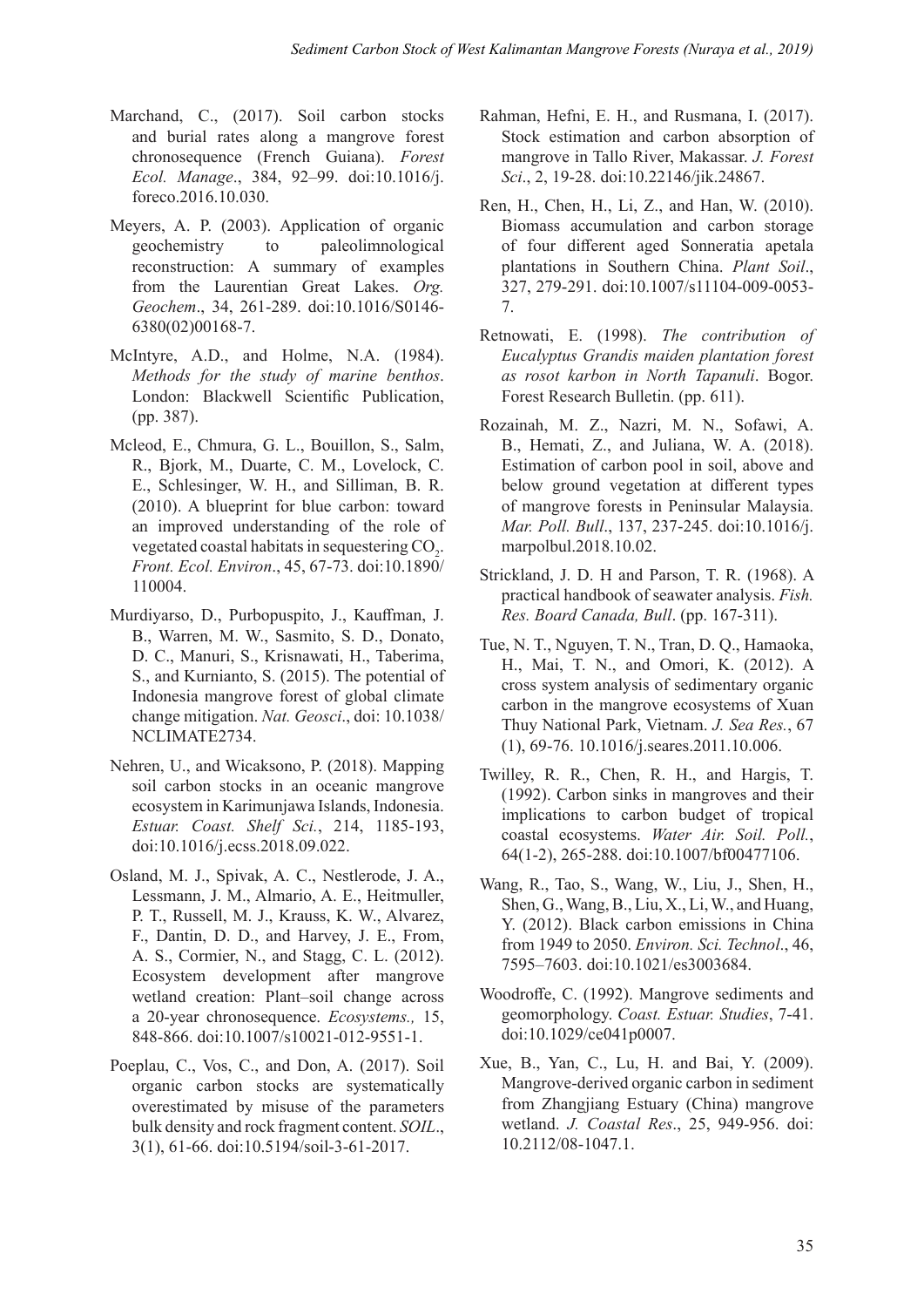Marchand, C., (2017). Soil carbon stocks and burial rates along a mangrove forest chronosequence (French Guiana). *Forest Ecol. Manage*., 384, 92–99. doi:10.1016/j.foreco.2016.10.030.

Meyers, A. P. (2003). Application of organic geochemistry to paleolimnological reconstruction: A summary of examples from the Laurentian Great Lakes. *Org. Geochem*., 34, 261-289. doi:10.1016/S0146-6380(02)00168-7.

McIntyre, A.D., and Holme, N.A. (1984). *Methods for the study of marine benthos*. London: Blackwell Scientific Publication, (pp. 387).

Mcleod, E., Chmura, G. L., Bouillon, S., Salm, R., Bjork, M., Duarte, C. M., Lovelock, C. E., Schlesinger, W. H., and Silliman, B. R. (2010). A blueprint for blue carbon: toward an improved understanding of the role of vegetated coastal habitats in sequestering $CO_2$. *Front. Ecol. Environ*., 45, 67-73. doi:10.1890/110004.

Murdiyarso, D., Purbopuspito, J., Kauffman, J. B., Warren, M. W., Sasmito, S. D., Donato, D. C., Manuri, S., Krisnawati, H., Taberima, S., and Kurnianto, S. (2015). The potential of Indonesia mangrove forest of global climate change mitigation. *Nat. Geosci*., doi: 10.1038/NCLIMATE2734.

Nehren, U., and Wicaksono, P. (2018). Mapping soil carbon stocks in an oceanic mangrove ecosystem in Karimunjawa Islands, Indonesia. *Estuar. Coast. Shelf Sci.*, 214, 1185-193, doi:10.1016/j.ecss.2018.09.022.

Osland, M. J., Spivak, A. C., Nestlerode, J. A., Lessmann, J. M., Almario, A. E., Heitmuller, P. T., Russell, M. J., Krauss, K. W., Alvarez, F., Dantin, D. D., and Harvey, J. E., From, A. S., Cormier, N., and Stagg, C. L. (2012). Ecosystem development after mangrove wetland creation: Plant–soil change across a 20-year chronosequence. *Ecosystems.,* 15, 848-866. doi:10.1007/s10021-012-9551-1.

Poeplau, C., Vos, C., and Don, A. (2017). Soil organic carbon stocks are systematically overestimated by misuse of the parameters bulk density and rock fragment content. *SOIL*., 3(1), 61-66. doi:10.5194/soil-3-61-2017.

Rahman, Hefni, E. H., and Rusmana, I. (2017). Stock estimation and carbon absorption of mangrove in Tallo River, Makassar. *J. Forest Sci*., 2, 19-28. doi:10.22146/jik.24867.

Ren, H., Chen, H., Li, Z., and Han, W. (2010). Biomass accumulation and carbon storage of four different aged Sonneratia apetala plantations in Southern China. *Plant Soil*., 327, 279-291. doi:10.1007/s11104-009-0053-7.

Retnowati, E. (1998). *The contribution of Eucalyptus Grandis maiden plantation forest as rosot karbon in North Tapanuli*. Bogor. Forest Research Bulletin. (pp. 611).

Rozainah, M. Z., Nazri, M. N., Sofawi, A. B., Hemati, Z., and Juliana, W. A. (2018). Estimation of carbon pool in soil, above and below ground vegetation at different types of mangrove forests in Peninsular Malaysia. *Mar. Poll. Bull*., 137, 237-245. doi:10.1016/j.marpolbul.2018.10.02.

Strickland, J. D. H and Parson, T. R. (1968). A practical handbook of seawater analysis. *Fish. Res. Board Canada, Bull*. (pp. 167-311).

Tue, N. T., Nguyen, T. N., Tran, D. Q., Hamaoka, H., Mai, T. N., and Omori, K. (2012). A cross system analysis of sedimentary organic carbon in the mangrove ecosystems of Xuan Thuy National Park, Vietnam. *J. Sea Res.*, 67 (1), 69-76. 10.1016/j.seares.2011.10.006.

Twilley, R. R., Chen, R. H., and Hargis, T. (1992). Carbon sinks in mangroves and their implications to carbon budget of tropical coastal ecosystems. *Water Air. Soil. Poll.*, 64(1-2), 265-288. doi:10.1007/bf00477106.

Wang, R., Tao, S., Wang, W., Liu, J., Shen, H., Shen, G., Wang, B., Liu, X., Li, W., and Huang, Y. (2012). Black carbon emissions in China from 1949 to 2050. *Environ. Sci. Technol*., 46, 7595–7603. doi:10.1021/es3003684.

Woodroffe, C. (1992). Mangrove sediments and geomorphology. *Coast. Estuar. Studies*, 7-41. doi:10.1029/ce041p0007.

Xue, B., Yan, C., Lu, H. and Bai, Y. (2009). Mangrove-derived organic carbon in sediment from Zhangjiang Estuary (China) mangrove wetland. *J. Coastal Res*., 25, 949-956. doi: 10.2112/08-1047.1.